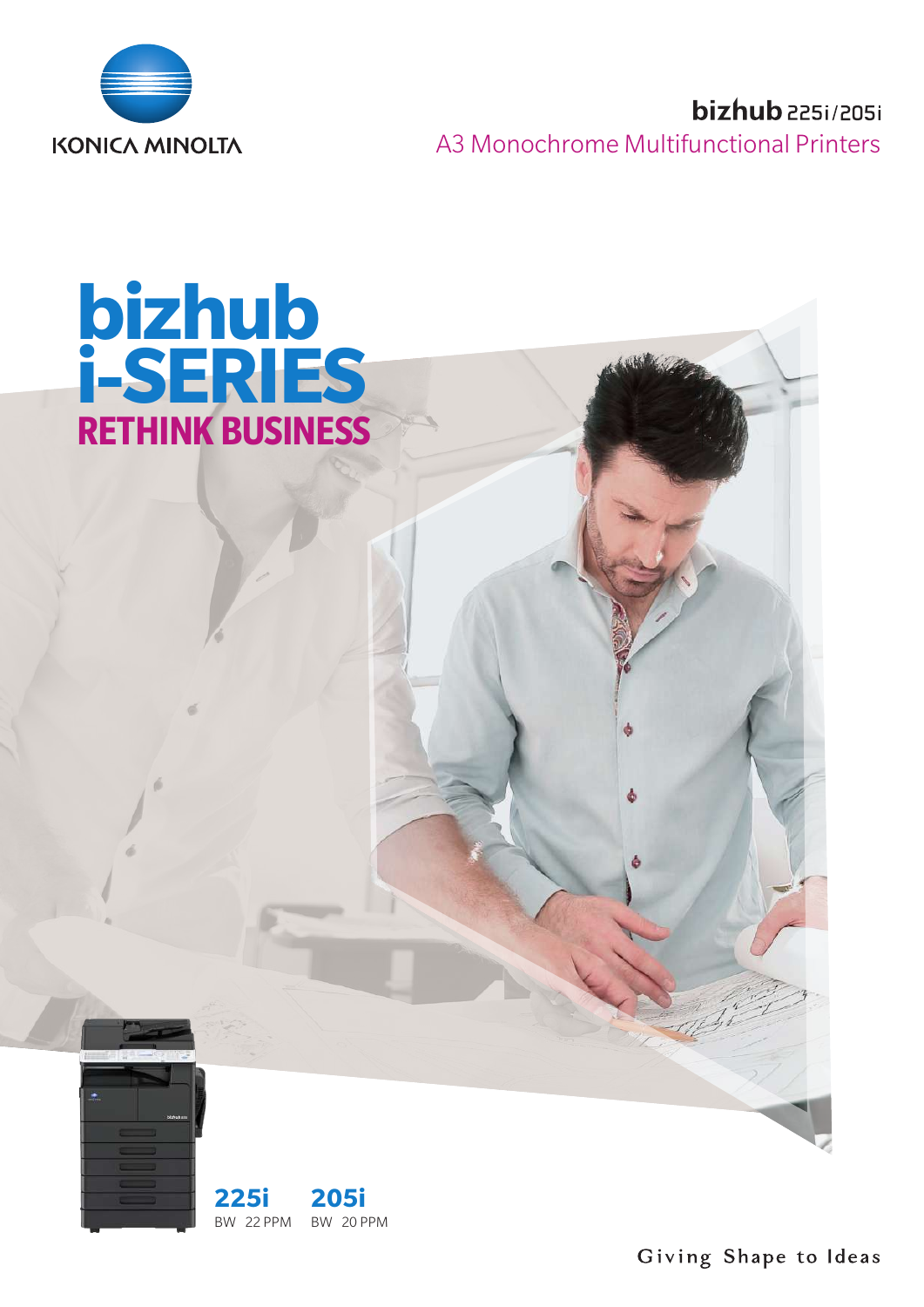KONICA MINOLTA

**bizhub** 225i/205i

A3 Monochrome Multifunctional Printers

# bizhub i-SERIES

## RETHINK BUSINESS

**225i**
BW 22 PPM

**205i**
BW 20 PPM

Giving Shape to Ideas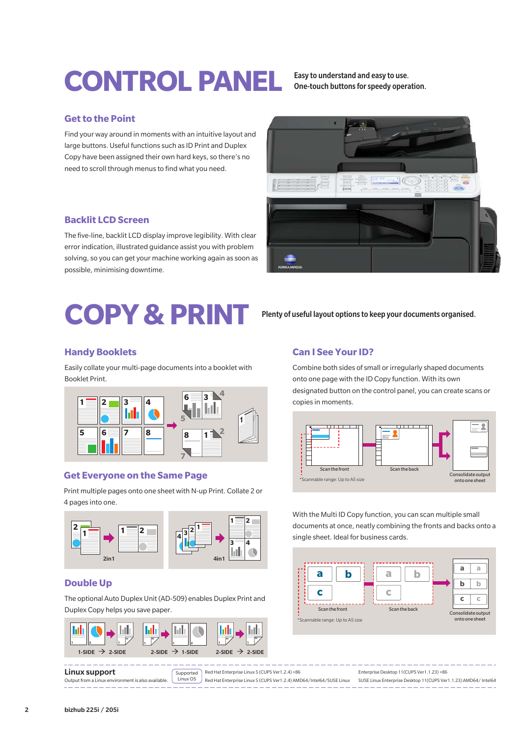# CONTROL PANEL

**Easy to understand and easy to use.**
**One-touch buttons for speedy operation.**

## Get to the Point

Find your way around in moments with an intuitive layout and large buttons. Useful functions such as ID Print and Duplex Copy have been assigned their own hard keys, so there's no need to scroll through menus to find what you need.

## Backlit LCD Screen

The five-line, backlit LCD display improve legibility. With clear error indication, illustrated guidance assist you with problem solving, so you can get your machine working again as soon as possible, minimising downtime.

# COPY & PRINT

**Plenty of useful layout options to keep your documents organised.**

## Handy Booklets

Easily collate your multi-page documents into a booklet with Booklet Print.

## Get Everyone on the Same Page

Print multiple pages onto one sheet with N-up Print. Collate 2 or 4 pages into one.

2in1

4in1

## Double Up

The optional Auto Duplex Unit (AD-509) enables Duplex Print and Duplex Copy helps you save paper.

1-SIDE → 2-SIDE　　2-SIDE → 1-SIDE　　2-SIDE → 2-SIDE

## Can I See Your ID?

Combine both sides of small or irregularly shaped documents onto one page with the ID Copy function. With its own designated button on the control panel, you can create scans or copies in moments.

Scan the front　　Scan the back　　Consolidate output onto one sheet

*Scannable range: Up to A5 size

With the Multi ID Copy function, you can scan multiple small documents at once, neatly combining the fronts and backs onto a single sheet. Ideal for business cards.

Scan the front　　Scan the back　　Consolidate output onto one sheet

*Scannable range: Up to A5 size

**Linux support**

Output from a Linux environment is also available.

Supported Linux OS: Red Hat Enterprise Linux 5 (CUPS Ver1.2.4) x86, Red Hat Enterprise Linux 5 (CUPS Ver1.2.4) AMD64/Intel64/SUSE Linux Enterprise Desktop 11(CUPS Ver1.1.23) x86, SUSE Linux Enterprise Desktop 11(CUPS Ver1.1.23) AMD64/ Intel64

bizhub 225i / 205i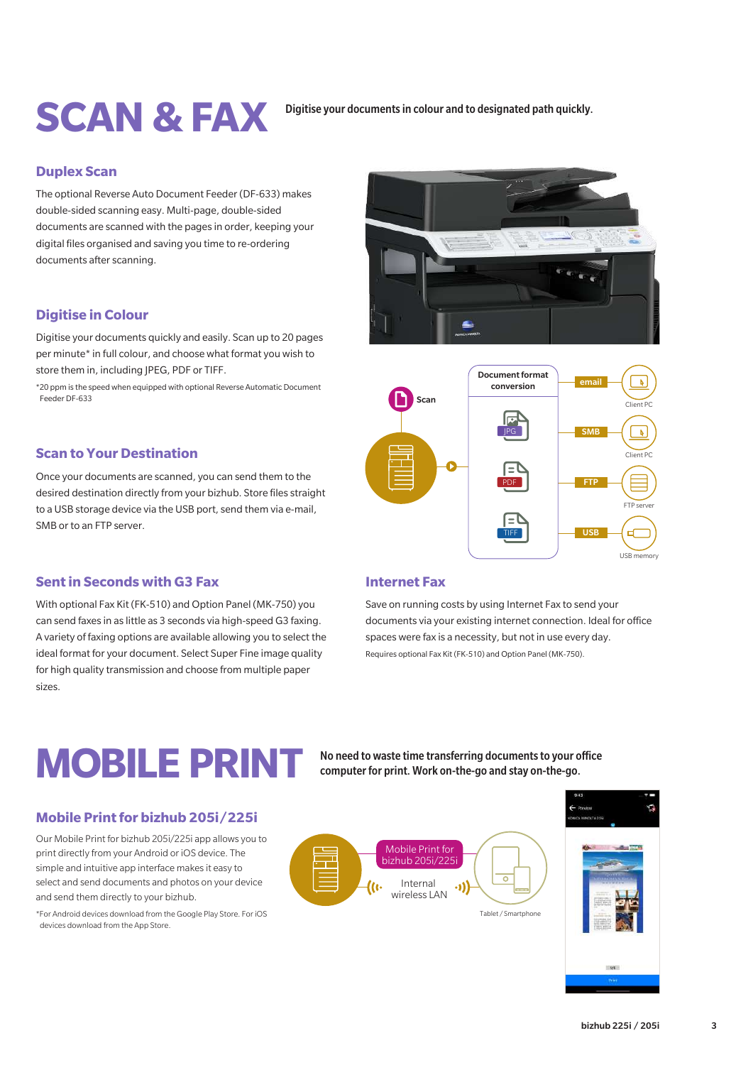# SCAN & FAX

Digitise your documents in colour and to designated path quickly.

## Duplex Scan

The optional Reverse Auto Document Feeder (DF-633) makes double-sided scanning easy. Multi-page, double-sided documents are scanned with the pages in order, keeping your digital files organised and saving you time to re-ordering documents after scanning.

## Digitise in Colour

Digitise your documents quickly and easily. Scan up to 20 pages per minute* in full colour, and choose what format you wish to store them in, including JPEG, PDF or TIFF.

*20 ppm is the speed when equipped with optional Reverse Automatic Document Feeder DF-633

## Scan to Your Destination

Once your documents are scanned, you can send them to the desired destination directly from your bizhub. Store files straight to a USB storage device via the USB port, send them via e-mail, SMB or to an FTP server.

Scan — Document format conversion (JPG, PDF, TIFF) — email: Client PC; SMB: Client PC; FTP: FTP server; USB: USB memory

## Sent in Seconds with G3 Fax

With optional Fax Kit (FK-510) and Option Panel (MK-750) you can send faxes in as little as 3 seconds via high-speed G3 faxing. A variety of faxing options are available allowing you to select the ideal format for your document. Select Super Fine image quality for high quality transmission and choose from multiple paper sizes.

## Internet Fax

Save on running costs by using Internet Fax to send your documents via your existing internet connection. Ideal for office spaces were fax is a necessity, but not in use every day.

Requires optional Fax Kit (FK-510) and Option Panel (MK-750).

# MOBILE PRINT

No need to waste time transferring documents to your office computer for print. Work on-the-go and stay on-the-go.

## Mobile Print for bizhub 205i/225i

Our Mobile Print for bizhub 205i/225i app allows you to print directly from your Android or iOS device. The simple and intuitive app interface makes it easy to select and send documents and photos on your device and send them directly to your bizhub.

*For Android devices download from the Google Play Store. For iOS devices download from the App Store.

Mobile Print for bizhub 205i/225i — Internal wireless LAN — Tablet / Smartphone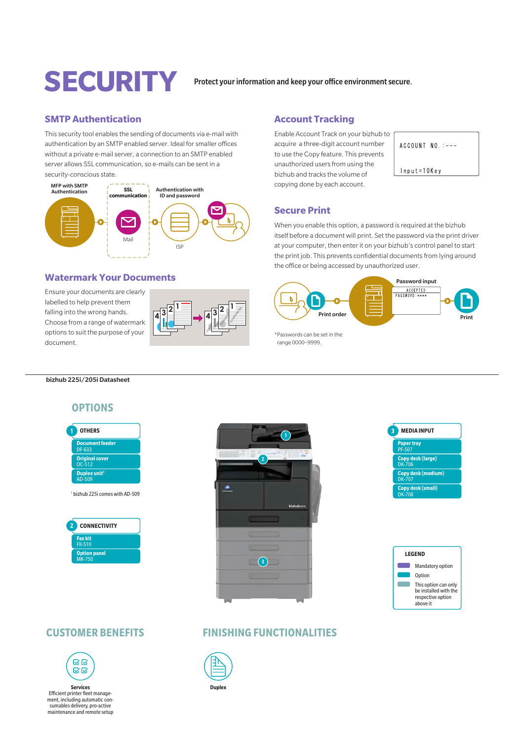# SECURITY

**Protect your information and keep your office environment secure.**

## SMTP Authentication

This security tool enables the sending of documents via e-mail with authentication by an SMTP enabled server. Ideal for smaller offices without a private e-mail server, a connection to an SMTP enabled server allows SSL communication, so e-mails can be sent in a security-conscious state.

MFP with SMTP Authentication — SSL communication — Authentication with ID and password

Mail — ISP

## Account Tracking

Enable Account Track on your bizhub to acquire a three-digit account number to use the Copy feature. This prevents unauthorized users from using the bizhub and tracks the volume of copying done by each account.

ACCOUNT NO. :---

Input=10Key

## Secure Print

When you enable this option, a password is required at the bizhub itself before a document will print. Set the password via the print driver at your computer, then enter it on your bizhub's control panel to start the print job. This prevents confidential documents from lying around the office or being accessed by unauthorized user.

Print order — Password input (ACCEPTED, PASSWORD :\*\*\*\*) — Print

\*Passwords can be set in the range 0000~9999.

## Watermark Your Documents

Ensure your documents are clearly labelled to help prevent them falling into the wrong hands. Choose from a range of watermark options to suit the purpose of your document.

---

**bizhub 225i/205i Datasheet**

## OPTIONS

**1 OTHERS**

- **Document feeder** DF-633
- **Original cover** OC-512
- **Duplex unit**[1] AD-509

[1] bizhub 225i comes with AD-509

**2 CONNECTIVITY**

- **Fax kit** FK-510
- **Option panel** MK-750

**3 MEDIA INPUT**

- **Paper tray** PF-507
- **Copy desk (large)** DK-706
- **Copy desk (medium)** DK-707
- **Copy desk (small)** DK-708

**LEGEND**

- Mandatory option
- Option
- This option can only be installed with the respective option above it

## CUSTOMER BENEFITS

**Services**

Efficient printer fleet management, including automatic consumables delivery, pro-active maintenance and remote setup

## FINISHING FUNCTIONALITIES

**Duplex**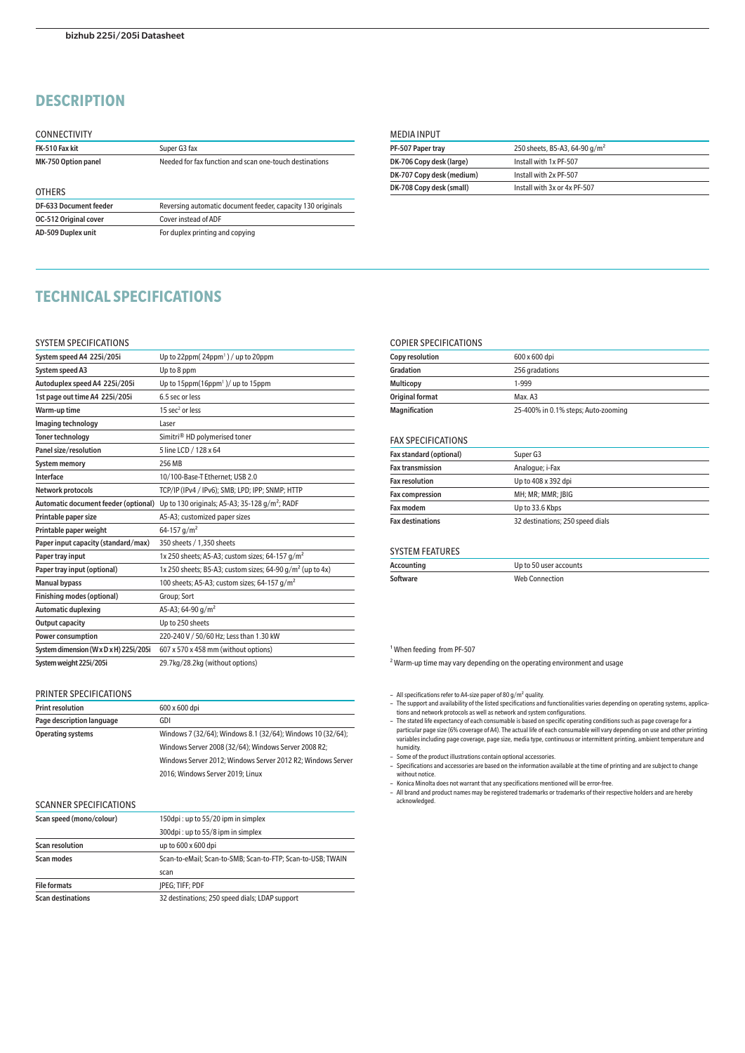# DESCRIPTION

### CONNECTIVITY

| | |
|---|---|
| **FK-510 Fax kit** | Super G3 fax |
| **MK-750 Option panel** | Needed for fax function and scan one-touch destinations |

### OTHERS

| | |
|---|---|
| **DF-633 Document feeder** | Reversing automatic document feeder, capacity 130 originals |
| **OC-512 Original cover** | Cover instead of ADF |
| **AD-509 Duplex unit** | For duplex printing and copying |

### MEDIA INPUT

| | |
|---|---|
| **PF-507 Paper tray** | 250 sheets, B5-A3, 64-90 g/m² |
| **DK-706 Copy desk (large)** | Install with 1x PF-507 |
| **DK-707 Copy desk (medium)** | Install with 2x PF-507 |
| **DK-708 Copy desk (small)** | Install with 3x or 4x PF-507 |

# TECHNICAL SPECIFICATIONS

### SYSTEM SPECIFICATIONS

| | |
|---|---|
| **System speed A4 225i/205i** | Up to 22ppm( 24ppm[1] ) / up to 20ppm |
| **System speed A3** | Up to 8 ppm |
| **Autoduplex speed A4 225i/205i** | Up to 15ppm(16ppm[1] )/ up to 15ppm |
| **1st page out time A4 225i/205i** | 6.5 sec or less |
| **Warm-up time** | 15 sec[2] or less |
| **Imaging technology** | Laser |
| **Toner technology** | Simitri® HD polymerised toner |
| **Panel size/resolution** | 5 line LCD / 128 x 64 |
| **System memory** | 256 MB |
| **Interface** | 10/100-Base-T Ethernet; USB 2.0 |
| **Network protocols** | TCP/IP (IPv4 / IPv6); SMB; LPD; IPP; SNMP; HTTP |
| **Automatic document feeder (optional)** | Up to 130 originals; A5-A3; 35-128 g/m²; RADF |
| **Printable paper size** | A5-A3; customized paper sizes |
| **Printable paper weight** | 64-157 g/m² |
| **Paper input capacity (standard/max)** | 350 sheets / 1,350 sheets |
| **Paper tray input** | 1x 250 sheets; A5-A3; custom sizes; 64-157 g/m² |
| **Paper tray input (optional)** | 1x 250 sheets; B5-A3; custom sizes; 64-90 g/m² (up to 4x) |
| **Manual bypass** | 100 sheets; A5-A3; custom sizes; 64-157 g/m² |
| **Finishing modes (optional)** | Group; Sort |
| **Automatic duplexing** | A5-A3; 64-90 g/m² |
| **Output capacity** | Up to 250 sheets |
| **Power consumption** | 220-240 V / 50/60 Hz; Less than 1.30 kW |
| **System dimension (W x D x H) 225i/205i** | 607 x 570 x 458 mm (without options) |
| **System weight 225i/205i** | 29.7kg/28.2kg (without options) |

### PRINTER SPECIFICATIONS

| | |
|---|---|
| **Print resolution** | 600 x 600 dpi |
| **Page description language** | GDI |
| **Operating systems** | Windows 7 (32/64); Windows 8.1 (32/64); Windows 10 (32/64); Windows Server 2008 (32/64); Windows Server 2008 R2; Windows Server 2012; Windows Server 2012 R2; Windows Server 2016; Windows Server 2019; Linux |

### SCANNER SPECIFICATIONS

| | |
|---|---|
| **Scan speed (mono/colour)** | 150dpi : up to 55/20 ipm in simplex<br>300dpi : up to 55/8 ipm in simplex |
| **Scan resolution** | up to 600 x 600 dpi |
| **Scan modes** | Scan-to-eMail; Scan-to-SMB; Scan-to-FTP; Scan-to-USB; TWAIN scan |
| **File formats** | JPEG; TIFF; PDF |
| **Scan destinations** | 32 destinations; 250 speed dials; LDAP support |

### COPIER SPECIFICATIONS

| | |
|---|---|
| **Copy resolution** | 600 x 600 dpi |
| **Gradation** | 256 gradations |
| **Multicopy** | 1-999 |
| **Original format** | Max. A3 |
| **Magnification** | 25-400% in 0.1% steps; Auto-zooming |

### FAX SPECIFICATIONS

| | |
|---|---|
| **Fax standard (optional)** | Super G3 |
| **Fax transmission** | Analogue; i-Fax |
| **Fax resolution** | Up to 408 x 392 dpi |
| **Fax compression** | MH; MR; MMR; JBIG |
| **Fax modem** | Up to 33.6 Kbps |
| **Fax destinations** | 32 destinations; 250 speed dials |

### SYSTEM FEATURES

| | |
|---|---|
| **Accounting** | Up to 50 user accounts |
| **Software** | Web Connection |

[1] When feeding from PF-507

[2] Warm-up time may vary depending on the operating environment and usage

- All specifications refer to A4-size paper of 80 g/m² quality.
- The support and availability of the listed specifications and functionalities varies depending on operating systems, applications and network protocols as well as network and system configurations.
- The stated life expectancy of each consumable is based on specific operating conditions such as page coverage for a particular page size (6% coverage of A4). The actual life of each consumable will vary depending on use and other printing variables including page coverage, page size, media type, continuous or intermittent printing, ambient temperature and humidity.
- Some of the product illustrations contain optional accessories.
- Specifications and accessories are based on the information available at the time of printing and are subject to change without notice.
- Konica Minolta does not warrant that any specifications mentioned will be error-free.
- All brand and product names may be registered trademarks or trademarks of their respective holders and are hereby acknowledged.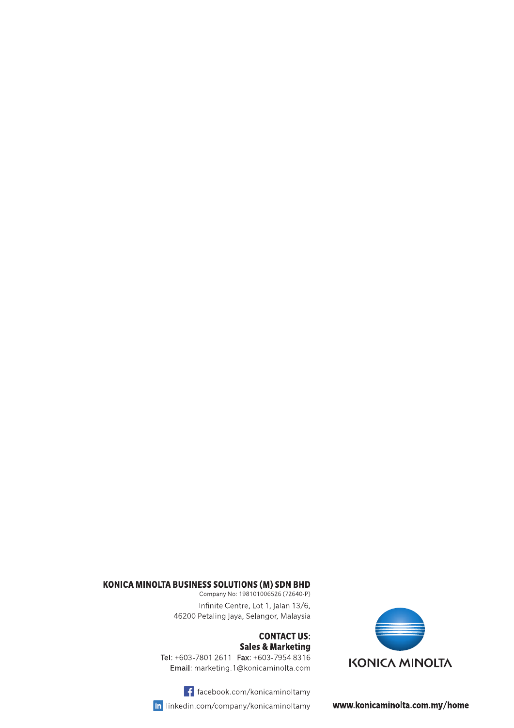**KONICA MINOLTA BUSINESS SOLUTIONS (M) SDN BHD**
Company No: 198101006526 (72640-P)

Infinite Centre, Lot 1, Jalan 13/6,
46200 Petaling Jaya, Selangor, Malaysia

**CONTACT US:**
**Sales & Marketing**
**Tel**: +603-7801 2611 **Fax**: +603-7954 8316
**Email:** marketing.1@konicaminolta.com

facebook.com/konicaminoltamy

linkedin.com/company/konicaminoltamy

KONICA MINOLTA

**www.konicaminolta.com.my/home**